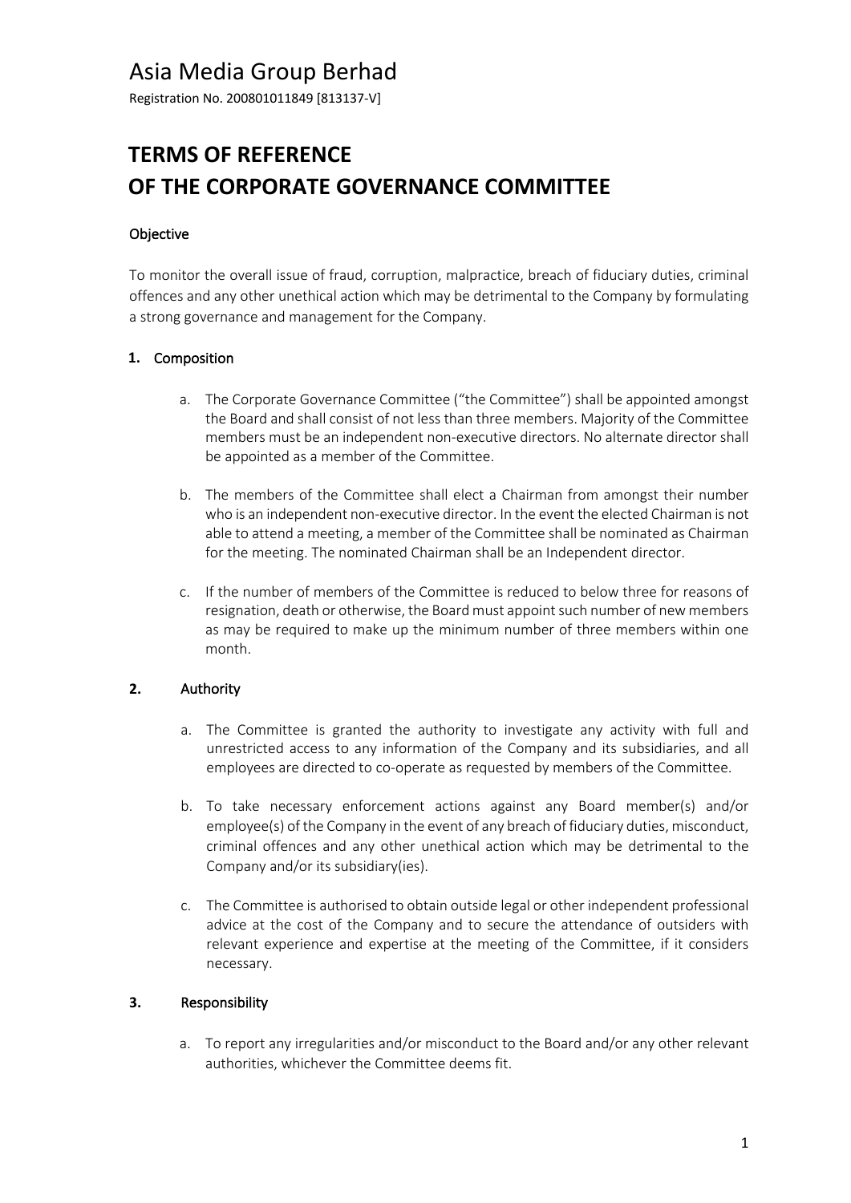# Asia Media Group Berhad

Registration No. 200801011849 [813137-V]

# TERMS OF REFERENCE
# OF THE CORPORATE GOVERNANCE COMMITTEE

### Objective

To monitor the overall issue of fraud, corruption, malpractice, breach of fiduciary duties, criminal offences and any other unethical action which may be detrimental to the Company by formulating a strong governance and management for the Company.

### 1. Composition

a. The Corporate Governance Committee ("the Committee") shall be appointed amongst the Board and shall consist of not less than three members. Majority of the Committee members must be an independent non-executive directors. No alternate director shall be appointed as a member of the Committee.

b. The members of the Committee shall elect a Chairman from amongst their number who is an independent non-executive director. In the event the elected Chairman is not able to attend a meeting, a member of the Committee shall be nominated as Chairman for the meeting. The nominated Chairman shall be an Independent director.

c. If the number of members of the Committee is reduced to below three for reasons of resignation, death or otherwise, the Board must appoint such number of new members as may be required to make up the minimum number of three members within one month.

### 2. Authority

a. The Committee is granted the authority to investigate any activity with full and unrestricted access to any information of the Company and its subsidiaries, and all employees are directed to co-operate as requested by members of the Committee.

b. To take necessary enforcement actions against any Board member(s) and/or employee(s) of the Company in the event of any breach of fiduciary duties, misconduct, criminal offences and any other unethical action which may be detrimental to the Company and/or its subsidiary(ies).

c. The Committee is authorised to obtain outside legal or other independent professional advice at the cost of the Company and to secure the attendance of outsiders with relevant experience and expertise at the meeting of the Committee, if it considers necessary.

### 3. Responsibility

a. To report any irregularities and/or misconduct to the Board and/or any other relevant authorities, whichever the Committee deems fit.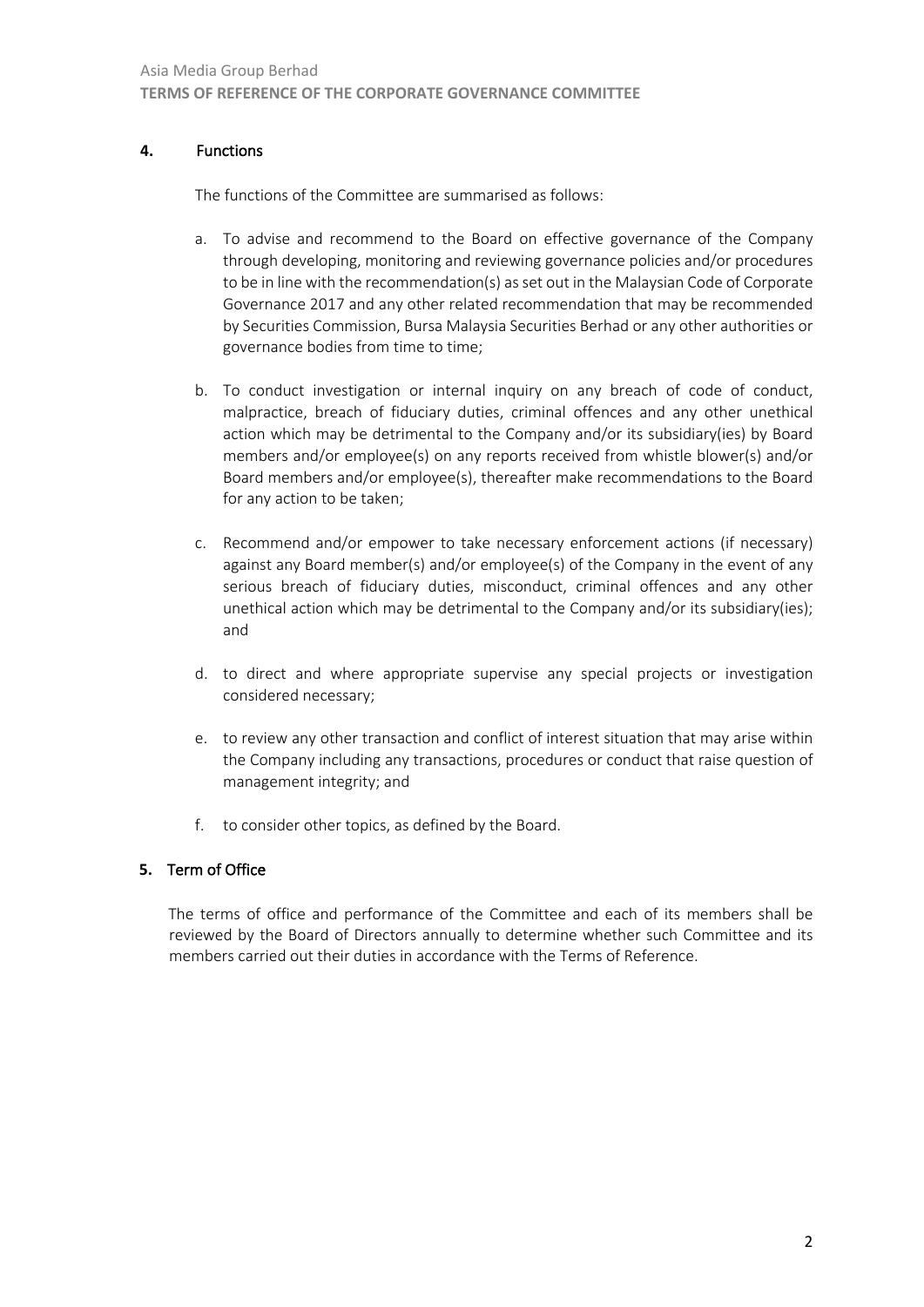## 4. Functions

The functions of the Committee are summarised as follows:

a. To advise and recommend to the Board on effective governance of the Company through developing, monitoring and reviewing governance policies and/or procedures to be in line with the recommendation(s) as set out in the Malaysian Code of Corporate Governance 2017 and any other related recommendation that may be recommended by Securities Commission, Bursa Malaysia Securities Berhad or any other authorities or governance bodies from time to time;

b. To conduct investigation or internal inquiry on any breach of code of conduct, malpractice, breach of fiduciary duties, criminal offences and any other unethical action which may be detrimental to the Company and/or its subsidiary(ies) by Board members and/or employee(s) on any reports received from whistle blower(s) and/or Board members and/or employee(s), thereafter make recommendations to the Board for any action to be taken;

c. Recommend and/or empower to take necessary enforcement actions (if necessary) against any Board member(s) and/or employee(s) of the Company in the event of any serious breach of fiduciary duties, misconduct, criminal offences and any other unethical action which may be detrimental to the Company and/or its subsidiary(ies); and

d. to direct and where appropriate supervise any special projects or investigation considered necessary;

e. to review any other transaction and conflict of interest situation that may arise within the Company including any transactions, procedures or conduct that raise question of management integrity; and

f. to consider other topics, as defined by the Board.

## 5. Term of Office

The terms of office and performance of the Committee and each of its members shall be reviewed by the Board of Directors annually to determine whether such Committee and its members carried out their duties in accordance with the Terms of Reference.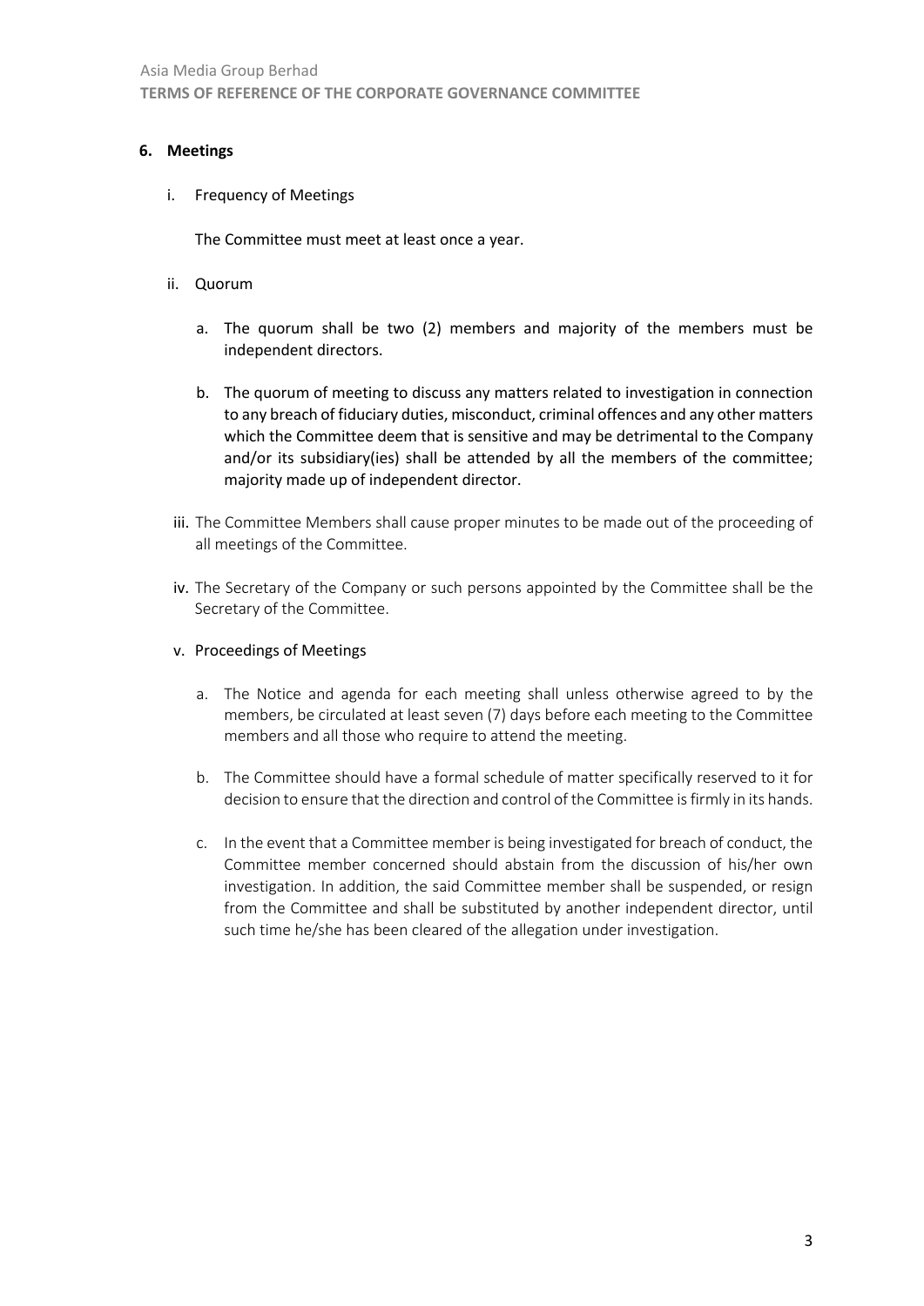## 6. Meetings

i. Frequency of Meetings

   The Committee must meet at least once a year.

ii. Quorum

   a. The quorum shall be two (2) members and majority of the members must be independent directors.

   b. The quorum of meeting to discuss any matters related to investigation in connection to any breach of fiduciary duties, misconduct, criminal offences and any other matters which the Committee deem that is sensitive and may be detrimental to the Company and/or its subsidiary(ies) shall be attended by all the members of the committee; majority made up of independent director.

iii. The Committee Members shall cause proper minutes to be made out of the proceeding of all meetings of the Committee.

iv. The Secretary of the Company or such persons appointed by the Committee shall be the Secretary of the Committee.

v. Proceedings of Meetings

   a. The Notice and agenda for each meeting shall unless otherwise agreed to by the members, be circulated at least seven (7) days before each meeting to the Committee members and all those who require to attend the meeting.

   b. The Committee should have a formal schedule of matter specifically reserved to it for decision to ensure that the direction and control of the Committee is firmly in its hands.

   c. In the event that a Committee member is being investigated for breach of conduct, the Committee member concerned should abstain from the discussion of his/her own investigation. In addition, the said Committee member shall be suspended, or resign from the Committee and shall be substituted by another independent director, until such time he/she has been cleared of the allegation under investigation.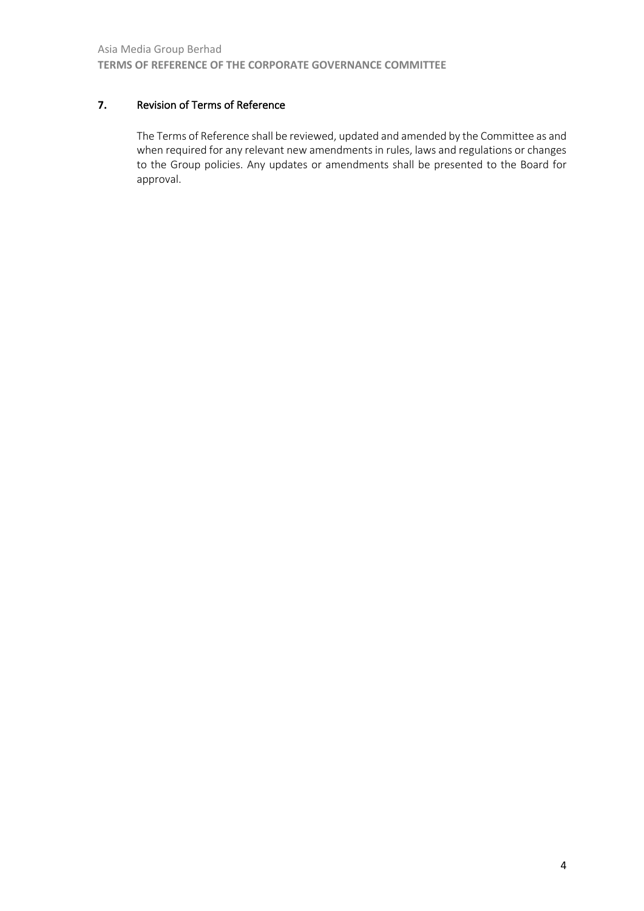## 7. Revision of Terms of Reference

The Terms of Reference shall be reviewed, updated and amended by the Committee as and when required for any relevant new amendments in rules, laws and regulations or changes to the Group policies. Any updates or amendments shall be presented to the Board for approval.